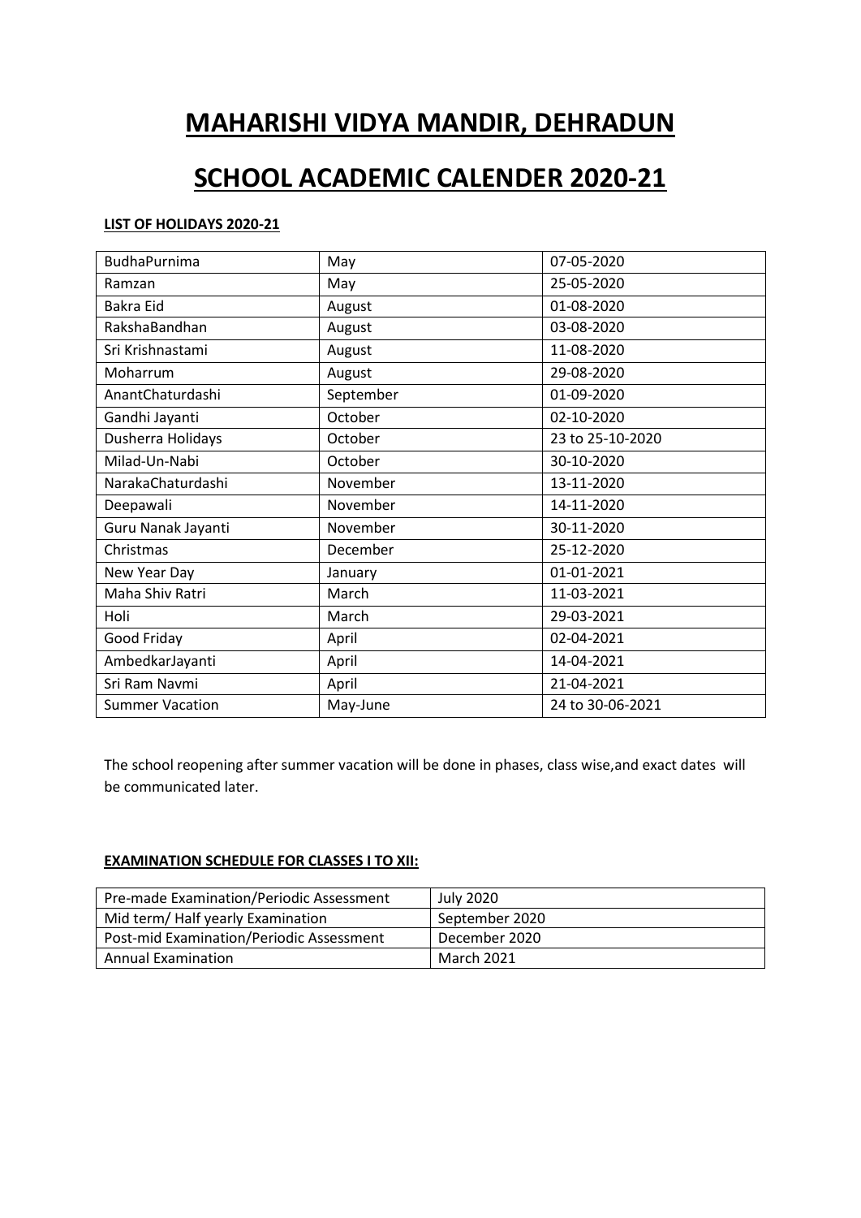# MAHARISHI VIDYA MANDIR, DEHRADUN

# SCHOOL ACADEMIC CALENDER 2020-21

**LIST OF HOLIDAYS 2020-21**

| | | |
|---|---|---|
| BudhaPurnima | May | 07-05-2020 |
| Ramzan | May | 25-05-2020 |
| Bakra Eid | August | 01-08-2020 |
| RakshaBandhan | August | 03-08-2020 |
| Sri Krishnastami | August | 11-08-2020 |
| Moharrum | August | 29-08-2020 |
| AnantChaturdashi | September | 01-09-2020 |
| Gandhi Jayanti | October | 02-10-2020 |
| Dusherra Holidays | October | 23 to 25-10-2020 |
| Milad-Un-Nabi | October | 30-10-2020 |
| NarakaChaturdashi | November | 13-11-2020 |
| Deepawali | November | 14-11-2020 |
| Guru Nanak Jayanti | November | 30-11-2020 |
| Christmas | December | 25-12-2020 |
| New Year Day | January | 01-01-2021 |
| Maha Shiv Ratri | March | 11-03-2021 |
| Holi | March | 29-03-2021 |
| Good Friday | April | 02-04-2021 |
| AmbedkarJayanti | April | 14-04-2021 |
| Sri Ram Navmi | April | 21-04-2021 |
| Summer Vacation | May-June | 24 to 30-06-2021 |

The school reopening after summer vacation will be done in phases, class wise,and exact dates will be communicated later.

**EXAMINATION SCHEDULE FOR CLASSES I TO XII:**

| | |
|---|---|
| Pre-made Examination/Periodic Assessment | July 2020 |
| Mid term/ Half yearly Examination | September 2020 |
| Post-mid Examination/Periodic Assessment | December 2020 |
| Annual Examination | March 2021 |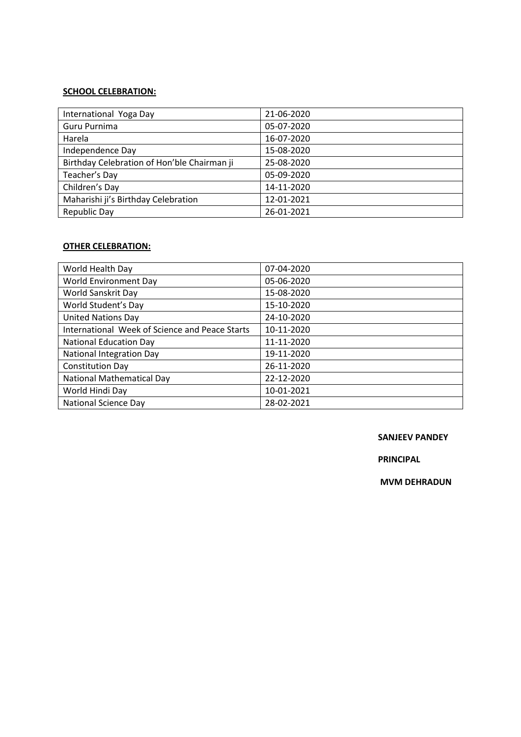**SCHOOL CELEBRATION:**

| | |
|---|---|
| International Yoga Day | 21-06-2020 |
| Guru Purnima | 05-07-2020 |
| Harela | 16-07-2020 |
| Independence Day | 15-08-2020 |
| Birthday Celebration of Hon'ble Chairman ji | 25-08-2020 |
| Teacher's Day | 05-09-2020 |
| Children's Day | 14-11-2020 |
| Maharishi ji's Birthday Celebration | 12-01-2021 |
| Republic Day | 26-01-2021 |

**OTHER CELEBRATION:**

| | |
|---|---|
| World Health Day | 07-04-2020 |
| World Environment Day | 05-06-2020 |
| World Sanskrit Day | 15-08-2020 |
| World Student's Day | 15-10-2020 |
| United Nations Day | 24-10-2020 |
| International Week of Science and Peace Starts | 10-11-2020 |
| National Education Day | 11-11-2020 |
| National Integration Day | 19-11-2020 |
| Constitution Day | 26-11-2020 |
| National Mathematical Day | 22-12-2020 |
| World Hindi Day | 10-01-2021 |
| National Science Day | 28-02-2021 |

**SANJEEV PANDEY**

**PRINCIPAL**

**MVM DEHRADUN**